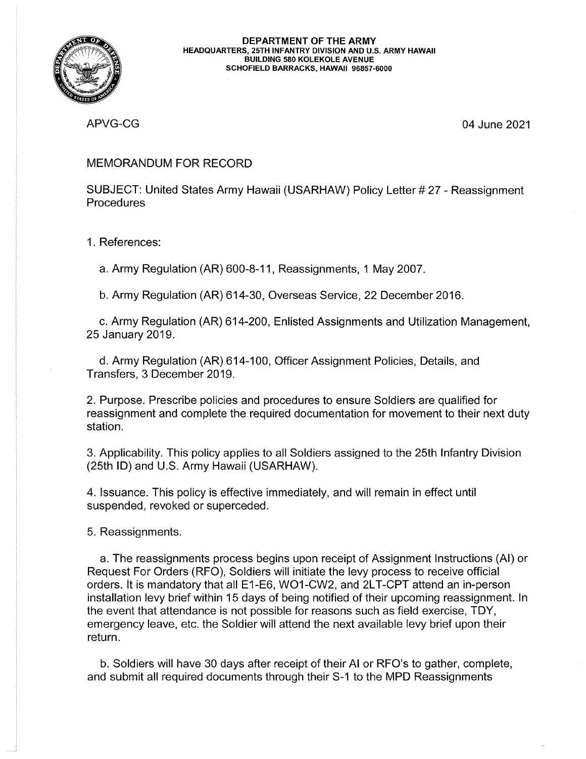**DEPARTMENT OF THE ARMY**
**HEADQUARTERS, 25TH INFANTRY DIVISION AND U.S. ARMY HAWAII**
**BUILDING 580 KOLEKOLE AVENUE**
**SCHOFIELD BARRACKS, HAWAII 96857-6000**

APVG-CG

04 June 2021

MEMORANDUM FOR RECORD

SUBJECT: United States Army Hawaii (USARHAW) Policy Letter # 27 - Reassignment Procedures

1. References:

   a. Army Regulation (AR) 600-8-11, Reassignments, 1 May 2007.

   b. Army Regulation (AR) 614-30, Overseas Service, 22 December 2016.

   c. Army Regulation (AR) 614-200, Enlisted Assignments and Utilization Management, 25 January 2019.

   d. Army Regulation (AR) 614-100, Officer Assignment Policies, Details, and Transfers, 3 December 2019.

2. Purpose. Prescribe policies and procedures to ensure Soldiers are qualified for reassignment and complete the required documentation for movement to their next duty station.

3. Applicability. This policy applies to all Soldiers assigned to the 25th Infantry Division (25th ID) and U.S. Army Hawaii (USARHAW).

4. Issuance. This policy is effective immediately, and will remain in effect until suspended, revoked or superceded.

5. Reassignments.

   a. The reassignments process begins upon receipt of Assignment Instructions (AI) or Request For Orders (RFO), Soldiers will initiate the levy process to receive official orders. It is mandatory that all E1-E6, WO1-CW2, and 2LT-CPT attend an in-person installation levy brief within 15 days of being notified of their upcoming reassignment. In the event that attendance is not possible for reasons such as field exercise, TDY, emergency leave, etc. the Soldier will attend the next available levy brief upon their return.

   b. Soldiers will have 30 days after receipt of their AI or RFO's to gather, complete, and submit all required documents through their S-1 to the MPD Reassignments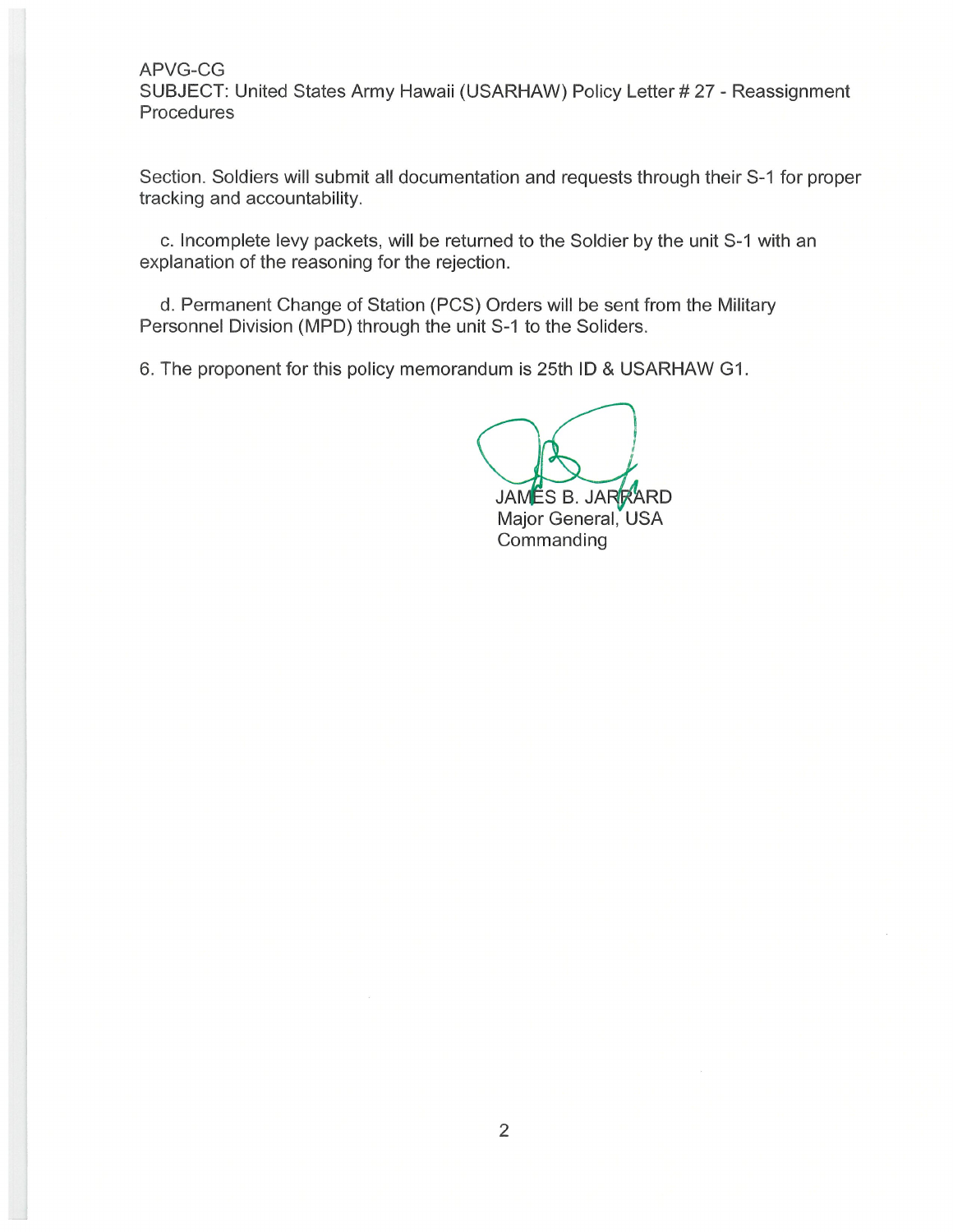APVG-CG
SUBJECT: United States Army Hawaii (USARHAW) Policy Letter # 27 - Reassignment Procedures

Section. Soldiers will submit all documentation and requests through their S-1 for proper tracking and accountability.

c. Incomplete levy packets, will be returned to the Soldier by the unit S-1 with an explanation of the reasoning for the rejection.

d. Permanent Change of Station (PCS) Orders will be sent from the Military Personnel Division (MPD) through the unit S-1 to the Soliders.

6. The proponent for this policy memorandum is 25th ID & USARHAW G1.

JAMES B. JARRARD
Major General, USA
Commanding